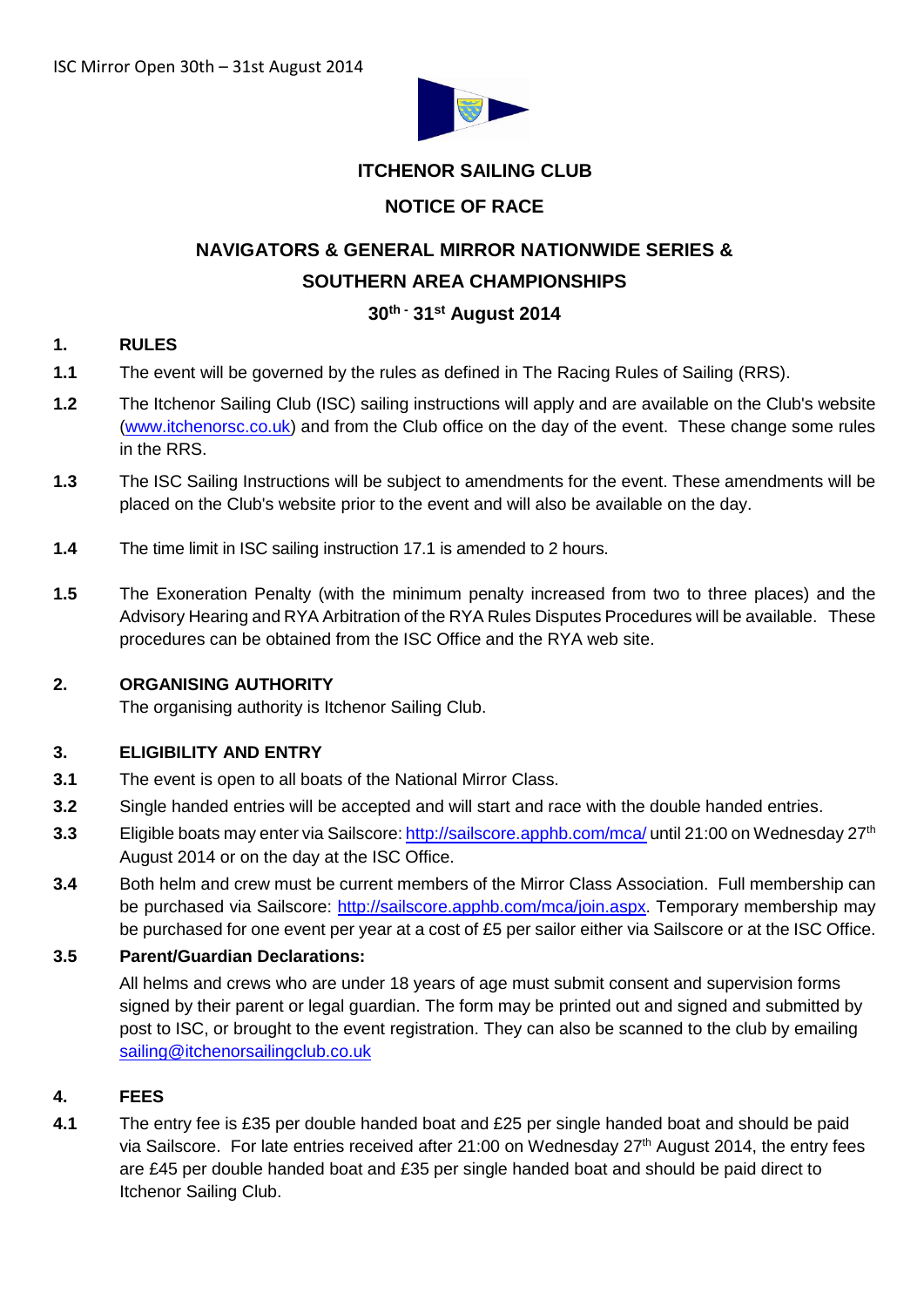ITCHENOR SAILING CLUB

NOTICE OF RACE

# NAVIGATORS & GENERAL MIRROR NATIONWIDE SERIES & SOUTHERN AREA CHAMPIONSHIPS

**30th - 31st August 2014**

## 1. RULES

**1.1** The event will be governed by the rules as defined in The Racing Rules of Sailing (RRS).

**1.2** The Itchenor Sailing Club (ISC) sailing instructions will apply and are available on the Club's website (www.itchenorsc.co.uk) and from the Club office on the day of the event. These change some rules in the RRS.

**1.3** The ISC Sailing Instructions will be subject to amendments for the event. These amendments will be placed on the Club's website prior to the event and will also be available on the day.

**1.4** The time limit in ISC sailing instruction 17.1 is amended to 2 hours.

**1.5** The Exoneration Penalty (with the minimum penalty increased from two to three places) and the Advisory Hearing and RYA Arbitration of the RYA Rules Disputes Procedures will be available. These procedures can be obtained from the ISC Office and the RYA web site.

## 2. ORGANISING AUTHORITY

The organising authority is Itchenor Sailing Club.

## 3. ELIGIBILITY AND ENTRY

**3.1** The event is open to all boats of the National Mirror Class.

**3.2** Single handed entries will be accepted and will start and race with the double handed entries.

**3.3** Eligible boats may enter via Sailscore: http://sailscore.apphb.com/mca/ until 21:00 on Wednesday 27th August 2014 or on the day at the ISC Office.

**3.4** Both helm and crew must be current members of the Mirror Class Association. Full membership can be purchased via Sailscore: http://sailscore.apphb.com/mca/join.aspx. Temporary membership may be purchased for one event per year at a cost of £5 per sailor either via Sailscore or at the ISC Office.

**3.5 Parent/Guardian Declarations:**

All helms and crews who are under 18 years of age must submit consent and supervision forms signed by their parent or legal guardian. The form may be printed out and signed and submitted by post to ISC, or brought to the event registration. They can also be scanned to the club by emailing sailing@itchenorsailingclub.co.uk

## 4. FEES

**4.1** The entry fee is £35 per double handed boat and £25 per single handed boat and should be paid via Sailscore. For late entries received after 21:00 on Wednesday 27th August 2014, the entry fees are £45 per double handed boat and £35 per single handed boat and should be paid direct to Itchenor Sailing Club.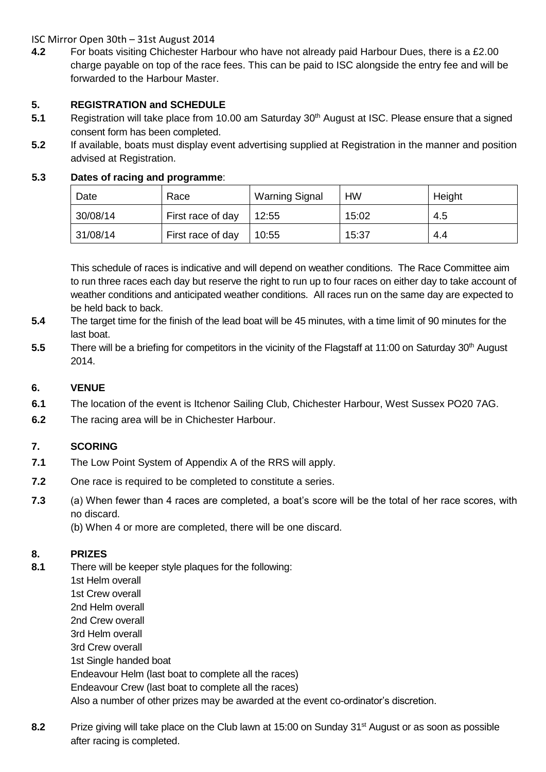**4.2** For boats visiting Chichester Harbour who have not already paid Harbour Dues, there is a £2.00 charge payable on top of the race fees. This can be paid to ISC alongside the entry fee and will be forwarded to the Harbour Master.

## 5. REGISTRATION and SCHEDULE

**5.1** Registration will take place from 10.00 am Saturday 30th August at ISC. Please ensure that a signed consent form has been completed.

**5.2** If available, boats must display event advertising supplied at Registration in the manner and position advised at Registration.

**5.3** **Dates of racing and programme**:

| Date | Race | Warning Signal | HW | Height |
|---|---|---|---|---|
| 30/08/14 | First race of day | 12:55 | 15:02 | 4.5 |
| 31/08/14 | First race of day | 10:55 | 15:37 | 4.4 |

This schedule of races is indicative and will depend on weather conditions. The Race Committee aim to run three races each day but reserve the right to run up to four races on either day to take account of weather conditions and anticipated weather conditions. All races run on the same day are expected to be held back to back.

**5.4** The target time for the finish of the lead boat will be 45 minutes, with a time limit of 90 minutes for the last boat.

**5.5** There will be a briefing for competitors in the vicinity of the Flagstaff at 11:00 on Saturday 30th August 2014.

## 6. VENUE

**6.1** The location of the event is Itchenor Sailing Club, Chichester Harbour, West Sussex PO20 7AG.

**6.2** The racing area will be in Chichester Harbour.

## 7. SCORING

**7.1** The Low Point System of Appendix A of the RRS will apply.

**7.2** One race is required to be completed to constitute a series.

**7.3** (a) When fewer than 4 races are completed, a boat's score will be the total of her race scores, with no discard.
(b) When 4 or more are completed, there will be one discard.

## 8. PRIZES

**8.1** There will be keeper style plaques for the following:
1st Helm overall
1st Crew overall
2nd Helm overall
2nd Crew overall
3rd Helm overall
3rd Crew overall
1st Single handed boat
Endeavour Helm (last boat to complete all the races)
Endeavour Crew (last boat to complete all the races)
Also a number of other prizes may be awarded at the event co-ordinator's discretion.

**8.2** Prize giving will take place on the Club lawn at 15:00 on Sunday 31st August or as soon as possible after racing is completed.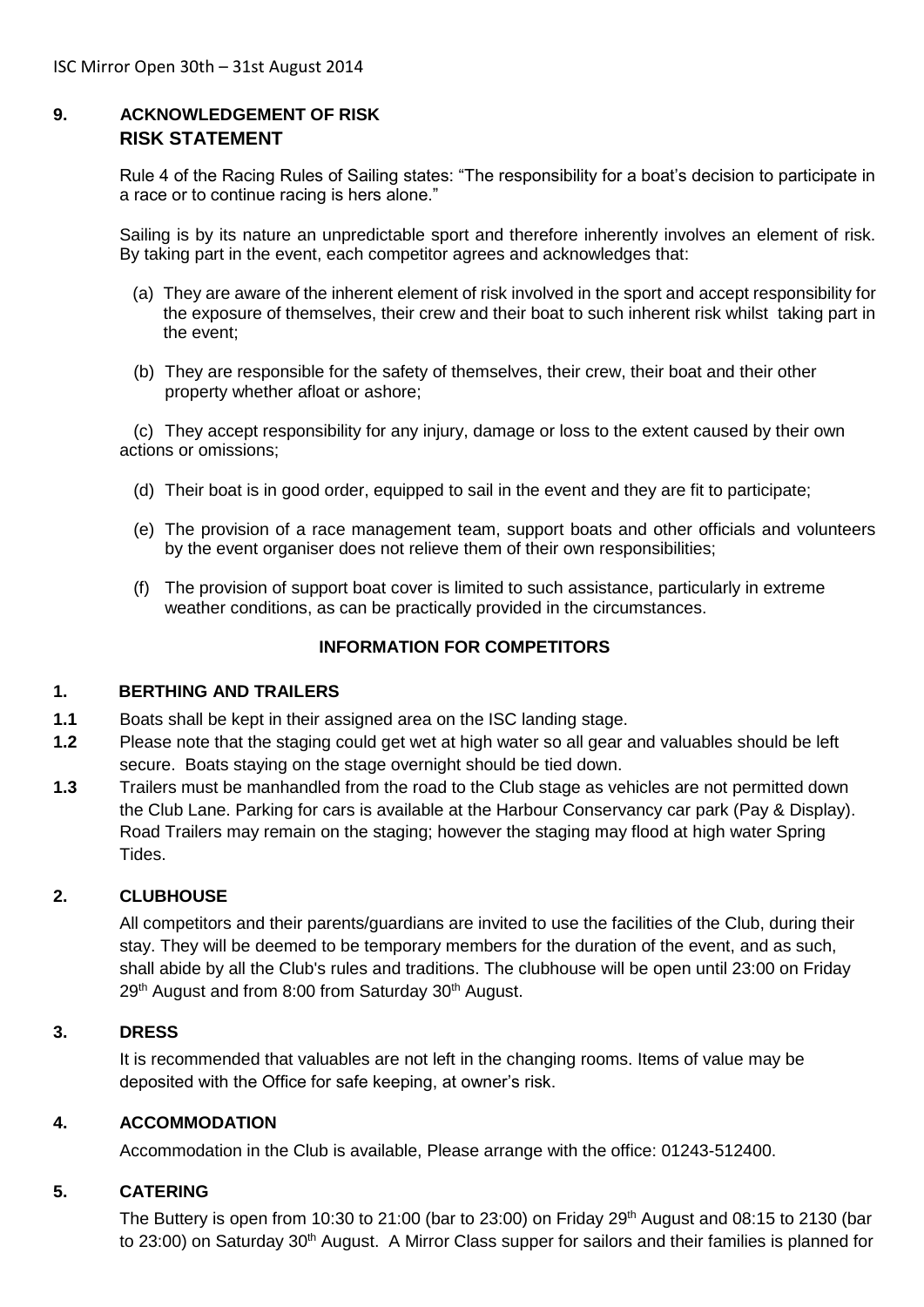## 9. ACKNOWLEDGEMENT OF RISK

### RISK STATEMENT

Rule 4 of the Racing Rules of Sailing states: "The responsibility for a boat's decision to participate in a race or to continue racing is hers alone."

Sailing is by its nature an unpredictable sport and therefore inherently involves an element of risk. By taking part in the event, each competitor agrees and acknowledges that:

(a) They are aware of the inherent element of risk involved in the sport and accept responsibility for the exposure of themselves, their crew and their boat to such inherent risk whilst taking part in the event;

(b) They are responsible for the safety of themselves, their crew, their boat and their other property whether afloat or ashore;

(c) They accept responsibility for any injury, damage or loss to the extent caused by their own actions or omissions;

(d) Their boat is in good order, equipped to sail in the event and they are fit to participate;

(e) The provision of a race management team, support boats and other officials and volunteers by the event organiser does not relieve them of their own responsibilities;

(f) The provision of support boat cover is limited to such assistance, particularly in extreme weather conditions, as can be practically provided in the circumstances.

## INFORMATION FOR COMPETITORS

### 1. BERTHING AND TRAILERS

**1.1** Boats shall be kept in their assigned area on the ISC landing stage.

**1.2** Please note that the staging could get wet at high water so all gear and valuables should be left secure. Boats staying on the stage overnight should be tied down.

**1.3** Trailers must be manhandled from the road to the Club stage as vehicles are not permitted down the Club Lane. Parking for cars is available at the Harbour Conservancy car park (Pay & Display). Road Trailers may remain on the staging; however the staging may flood at high water Spring Tides.

### 2. CLUBHOUSE

All competitors and their parents/guardians are invited to use the facilities of the Club, during their stay. They will be deemed to be temporary members for the duration of the event, and as such, shall abide by all the Club's rules and traditions. The clubhouse will be open until 23:00 on Friday 29th August and from 8:00 from Saturday 30th August.

### 3. DRESS

It is recommended that valuables are not left in the changing rooms. Items of value may be deposited with the Office for safe keeping, at owner's risk.

### 4. ACCOMMODATION

Accommodation in the Club is available, Please arrange with the office: 01243-512400.

### 5. CATERING

The Buttery is open from 10:30 to 21:00 (bar to 23:00) on Friday 29th August and 08:15 to 2130 (bar to 23:00) on Saturday 30th August. A Mirror Class supper for sailors and their families is planned for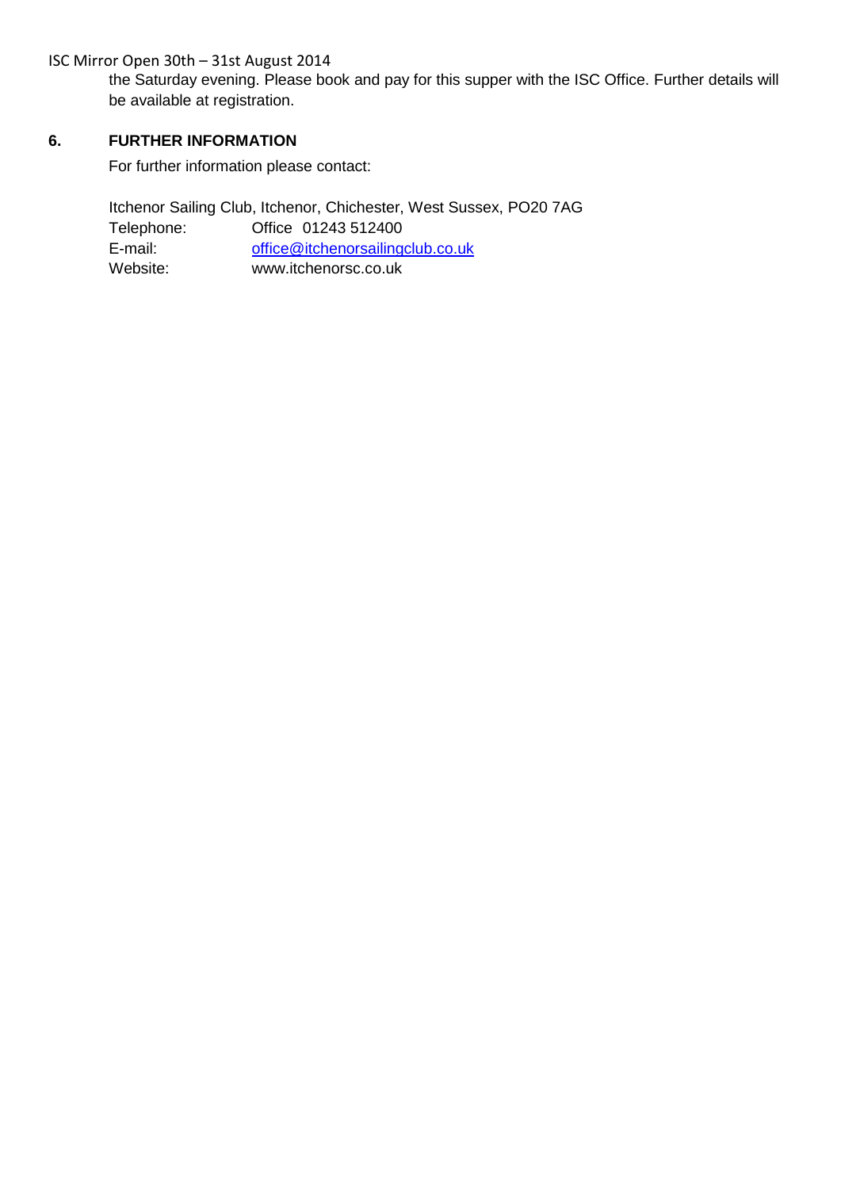the Saturday evening. Please book and pay for this supper with the ISC Office. Further details will be available at registration.

## 6. FURTHER INFORMATION

For further information please contact:

Itchenor Sailing Club, Itchenor, Chichester, West Sussex, PO20 7AG

Telephone: Office 01243 512400

E-mail: office@itchenorsailingclub.co.uk

Website: www.itchenorsc.co.uk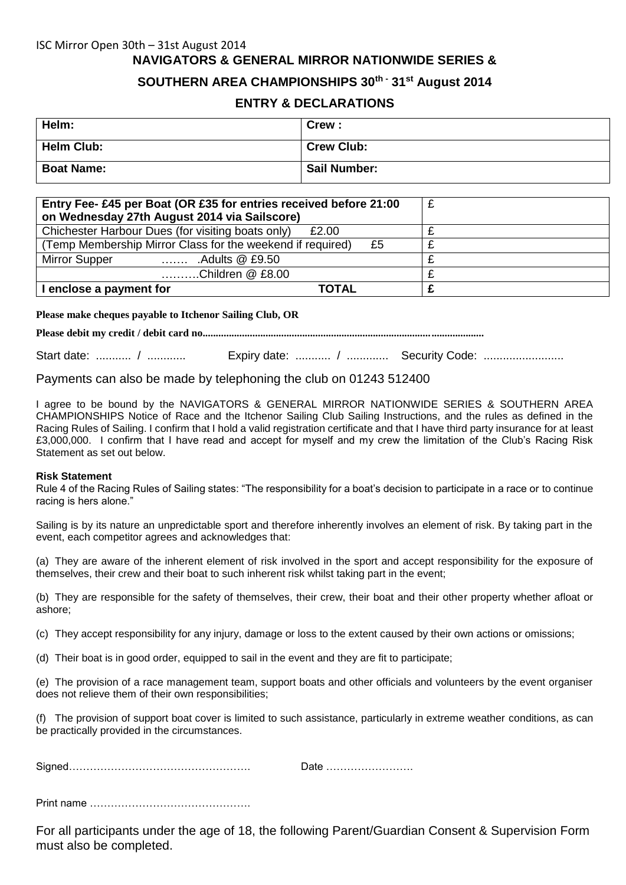ISC Mirror Open 30th – 31st August 2014

## NAVIGATORS & GENERAL MIRROR NATIONWIDE SERIES &

## SOUTHERN AREA CHAMPIONSHIPS 30th - 31st August 2014

## ENTRY & DECLARATIONS

| Helm: | Crew : |
|---|---|
| Helm Club: | Crew Club: |
| Boat Name: | Sail Number: |

| | |
|---|---|
| **Entry Fee- £45 per Boat (OR £35 for entries received before 21:00 on Wednesday 27th August 2014 via Sailscore)** | £ |
| Chichester Harbour Dues (for visiting boats only) £2.00 | £ |
| (Temp Membership Mirror Class for the weekend if required) £5 | £ |
| Mirror Supper ……. .Adults @ £9.50 | £ |
| ……….Children @ £8.00 | £ |
| **I enclose a payment for TOTAL** | **£** |

**Please make cheques payable to Itchenor Sailing Club, OR**

**Please debit my credit / debit card no.......................................................................................................**

Start date: ........... / ............ Expiry date: ........... / ............. Security Code: .........................

Payments can also be made by telephoning the club on 01243 512400

I agree to be bound by the NAVIGATORS & GENERAL MIRROR NATIONWIDE SERIES & SOUTHERN AREA CHAMPIONSHIPS Notice of Race and the Itchenor Sailing Club Sailing Instructions, and the rules as defined in the Racing Rules of Sailing. I confirm that I hold a valid registration certificate and that I have third party insurance for at least £3,000,000. I confirm that I have read and accept for myself and my crew the limitation of the Club's Racing Risk Statement as set out below.

**Risk Statement**

Rule 4 of the Racing Rules of Sailing states: "The responsibility for a boat's decision to participate in a race or to continue racing is hers alone."

Sailing is by its nature an unpredictable sport and therefore inherently involves an element of risk. By taking part in the event, each competitor agrees and acknowledges that:

(a) They are aware of the inherent element of risk involved in the sport and accept responsibility for the exposure of themselves, their crew and their boat to such inherent risk whilst taking part in the event;

(b) They are responsible for the safety of themselves, their crew, their boat and their other property whether afloat or ashore;

(c) They accept responsibility for any injury, damage or loss to the extent caused by their own actions or omissions;

(d) Their boat is in good order, equipped to sail in the event and they are fit to participate;

(e) The provision of a race management team, support boats and other officials and volunteers by the event organiser does not relieve them of their own responsibilities;

(f) The provision of support boat cover is limited to such assistance, particularly in extreme weather conditions, as can be practically provided in the circumstances.

Signed……………………………………………. Date …………………….

Print name ……………………………………….

For all participants under the age of 18, the following Parent/Guardian Consent & Supervision Form must also be completed.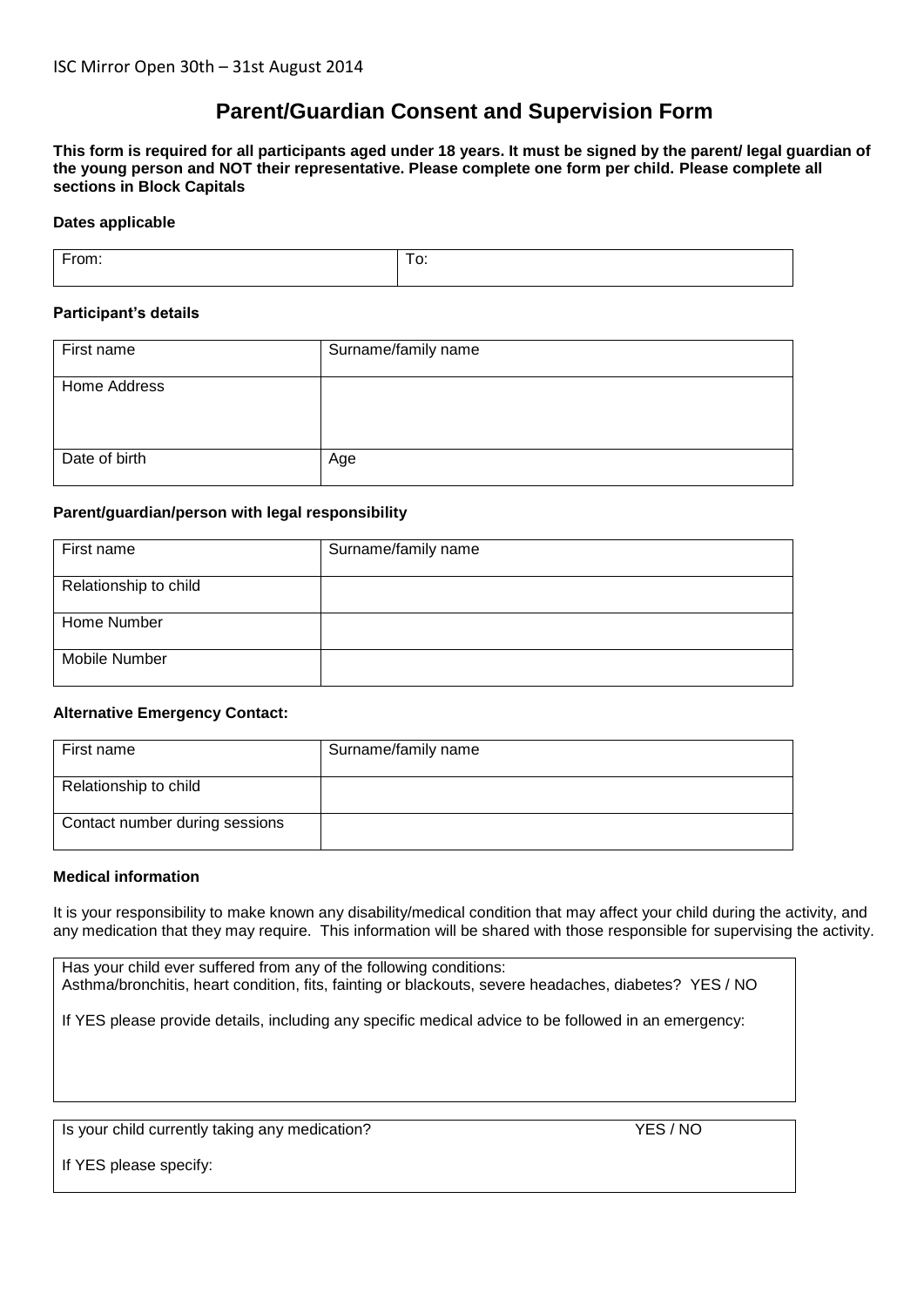ISC Mirror Open 30th – 31st August 2014

# Parent/Guardian Consent and Supervision Form

**This form is required for all participants aged under 18 years. It must be signed by the parent/ legal guardian of the young person and NOT their representative. Please complete one form per child. Please complete all sections in Block Capitals**

**Dates applicable**

| From: | To: |
|---|---|

**Participant's details**

| First name | Surname/family name |
|---|---|
| Home Address | |
| Date of birth | Age |

**Parent/guardian/person with legal responsibility**

| First name | Surname/family name |
|---|---|
| Relationship to child | |
| Home Number | |
| Mobile Number | |

**Alternative Emergency Contact:**

| First name | Surname/family name |
|---|---|
| Relationship to child | |
| Contact number during sessions | |

**Medical information**

It is your responsibility to make known any disability/medical condition that may affect your child during the activity, and any medication that they may require. This information will be shared with those responsible for supervising the activity.

Has your child ever suffered from any of the following conditions:
Asthma/bronchitis, heart condition, fits, fainting or blackouts, severe headaches, diabetes? YES / NO

If YES please provide details, including any specific medical advice to be followed in an emergency:

Is your child currently taking any medication? YES / NO

If YES please specify: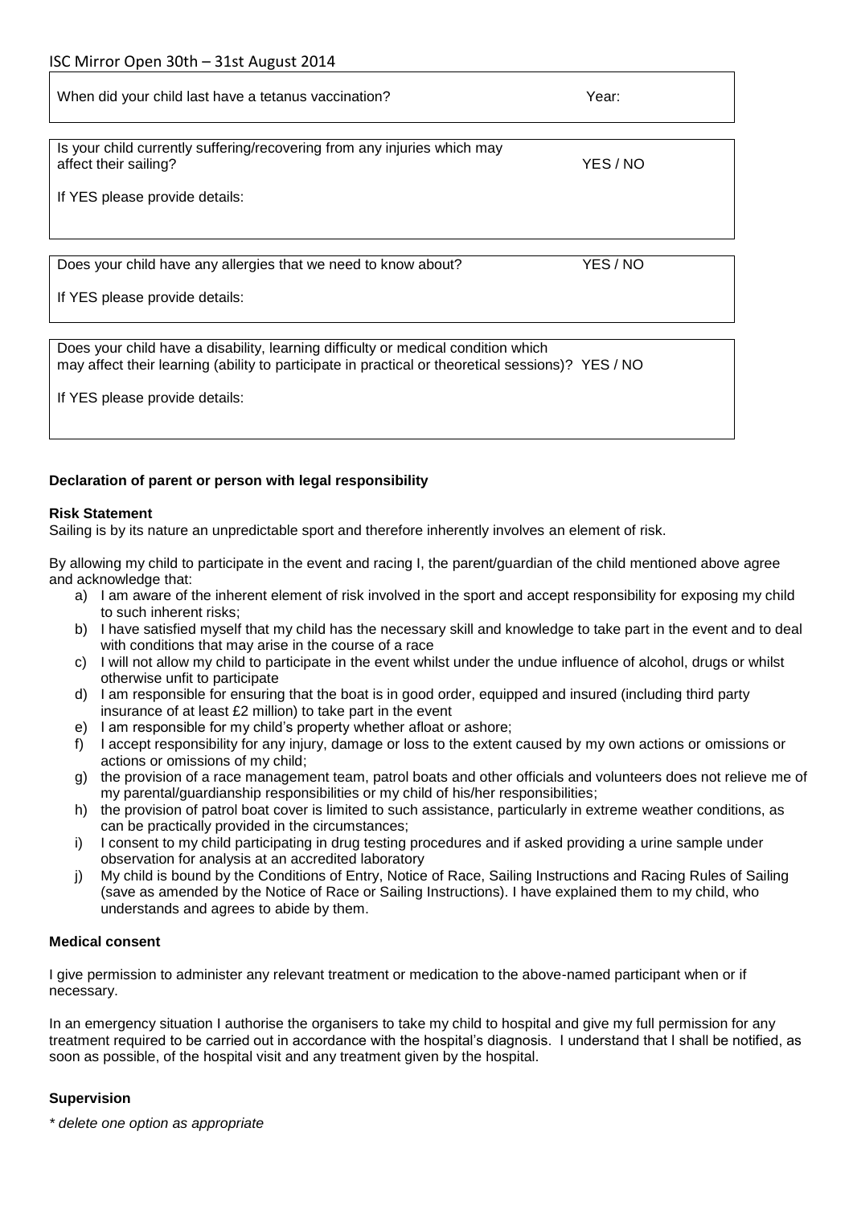ISC Mirror Open 30th – 31st August 2014

| When did your child last have a tetanus vaccination? | Year: |
|---|---|

| Is your child currently suffering/recovering from any injuries which may affect their sailing? | YES / NO |
|---|---|
| If YES please provide details: | |

| Does your child have any allergies that we need to know about? | YES / NO |
|---|---|
| If YES please provide details: | |

| Does your child have a disability, learning difficulty or medical condition which may affect their learning (ability to participate in practical or theoretical sessions)? | YES / NO |
|---|---|
| If YES please provide details: | |

**Declaration of parent or person with legal responsibility**

**Risk Statement**

Sailing is by its nature an unpredictable sport and therefore inherently involves an element of risk.

By allowing my child to participate in the event and racing I, the parent/guardian of the child mentioned above agree and acknowledge that:

a) I am aware of the inherent element of risk involved in the sport and accept responsibility for exposing my child to such inherent risks;
b) I have satisfied myself that my child has the necessary skill and knowledge to take part in the event and to deal with conditions that may arise in the course of a race
c) I will not allow my child to participate in the event whilst under the undue influence of alcohol, drugs or whilst otherwise unfit to participate
d) I am responsible for ensuring that the boat is in good order, equipped and insured (including third party insurance of at least £2 million) to take part in the event
e) I am responsible for my child's property whether afloat or ashore;
f) I accept responsibility for any injury, damage or loss to the extent caused by my own actions or omissions or actions or omissions of my child;
g) the provision of a race management team, patrol boats and other officials and volunteers does not relieve me of my parental/guardianship responsibilities or my child of his/her responsibilities;
h) the provision of patrol boat cover is limited to such assistance, particularly in extreme weather conditions, as can be practically provided in the circumstances;
i) I consent to my child participating in drug testing procedures and if asked providing a urine sample under observation for analysis at an accredited laboratory
j) My child is bound by the Conditions of Entry, Notice of Race, Sailing Instructions and Racing Rules of Sailing (save as amended by the Notice of Race or Sailing Instructions). I have explained them to my child, who understands and agrees to abide by them.

**Medical consent**

I give permission to administer any relevant treatment or medication to the above-named participant when or if necessary.

In an emergency situation I authorise the organisers to take my child to hospital and give my full permission for any treatment required to be carried out in accordance with the hospital's diagnosis. I understand that I shall be notified, as soon as possible, of the hospital visit and any treatment given by the hospital.

**Supervision**

*\* delete one option as appropriate*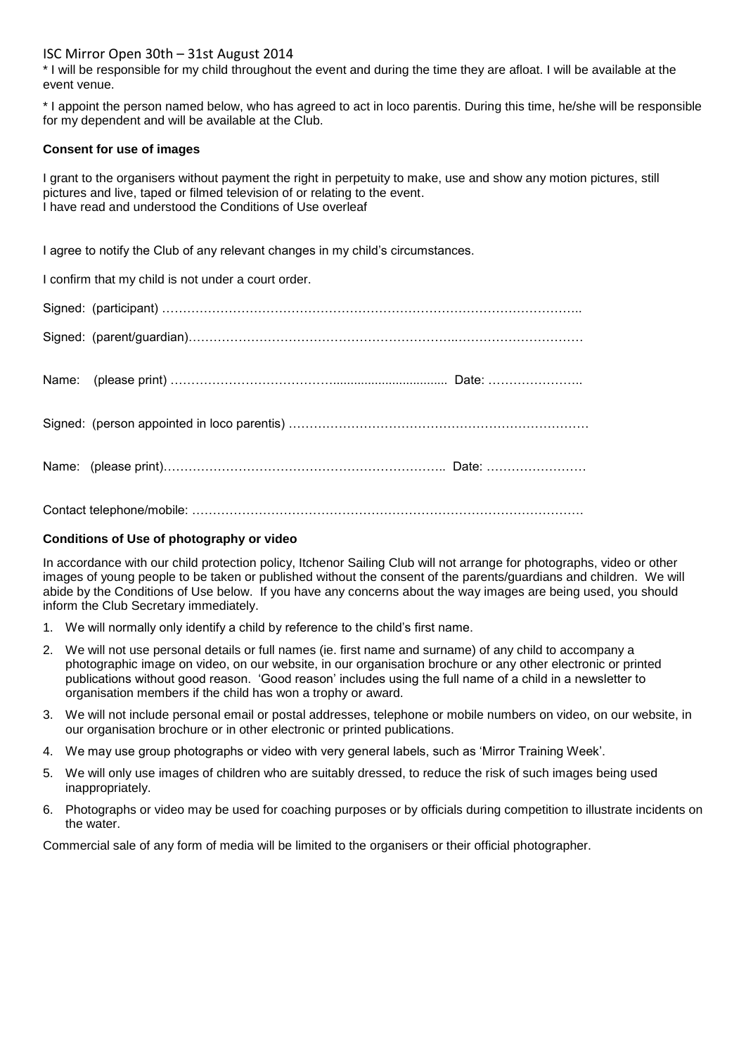ISC Mirror Open 30th – 31st August 2014

* I will be responsible for my child throughout the event and during the time they are afloat. I will be available at the event venue.

* I appoint the person named below, who has agreed to act in loco parentis. During this time, he/she will be responsible for my dependent and will be available at the Club.

**Consent for use of images**

I grant to the organisers without payment the right in perpetuity to make, use and show any motion pictures, still pictures and live, taped or filmed television of or relating to the event.
I have read and understood the Conditions of Use overleaf

I agree to notify the Club of any relevant changes in my child's circumstances.

I confirm that my child is not under a court order.

Signed: (participant) ……………………………………………………………………………………..

Signed: (parent/guardian)…………………………………………………………..…………………………

Name: (please print) ……………………………….................................. Date: …………………..

Signed: (person appointed in loco parentis) ……………………………………………………………

Name: (please print)………………………………………………………….. Date: ……………………

Contact telephone/mobile: ………………………………………………………………………………….

**Conditions of Use of photography or video**

In accordance with our child protection policy, Itchenor Sailing Club will not arrange for photographs, video or other images of young people to be taken or published without the consent of the parents/guardians and children. We will abide by the Conditions of Use below. If you have any concerns about the way images are being used, you should inform the Club Secretary immediately.

1. We will normally only identify a child by reference to the child's first name.
2. We will not use personal details or full names (ie. first name and surname) of any child to accompany a photographic image on video, on our website, in our organisation brochure or any other electronic or printed publications without good reason. 'Good reason' includes using the full name of a child in a newsletter to organisation members if the child has won a trophy or award.
3. We will not include personal email or postal addresses, telephone or mobile numbers on video, on our website, in our organisation brochure or in other electronic or printed publications.
4. We may use group photographs or video with very general labels, such as 'Mirror Training Week'.
5. We will only use images of children who are suitably dressed, to reduce the risk of such images being used inappropriately.
6. Photographs or video may be used for coaching purposes or by officials during competition to illustrate incidents on the water.

Commercial sale of any form of media will be limited to the organisers or their official photographer.